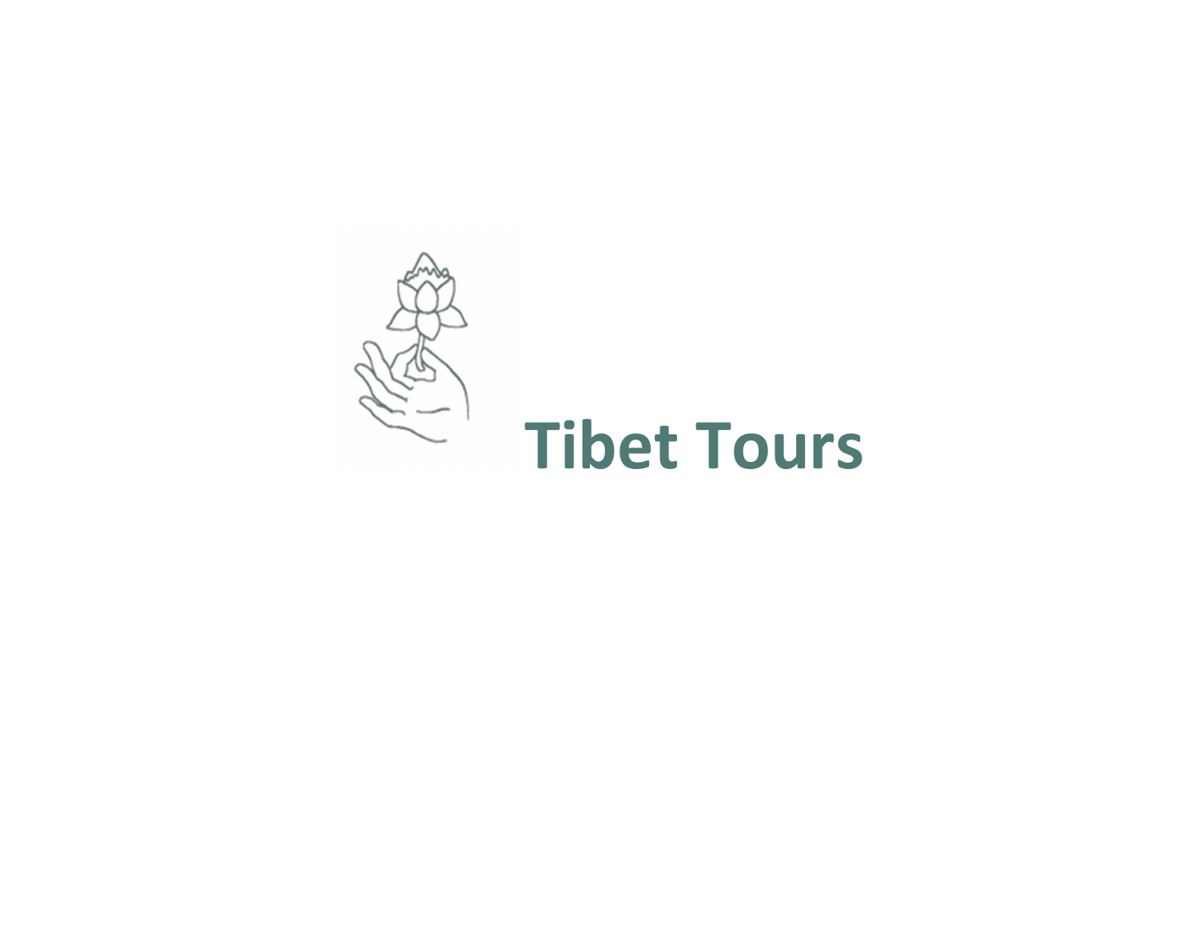# Tibet Tours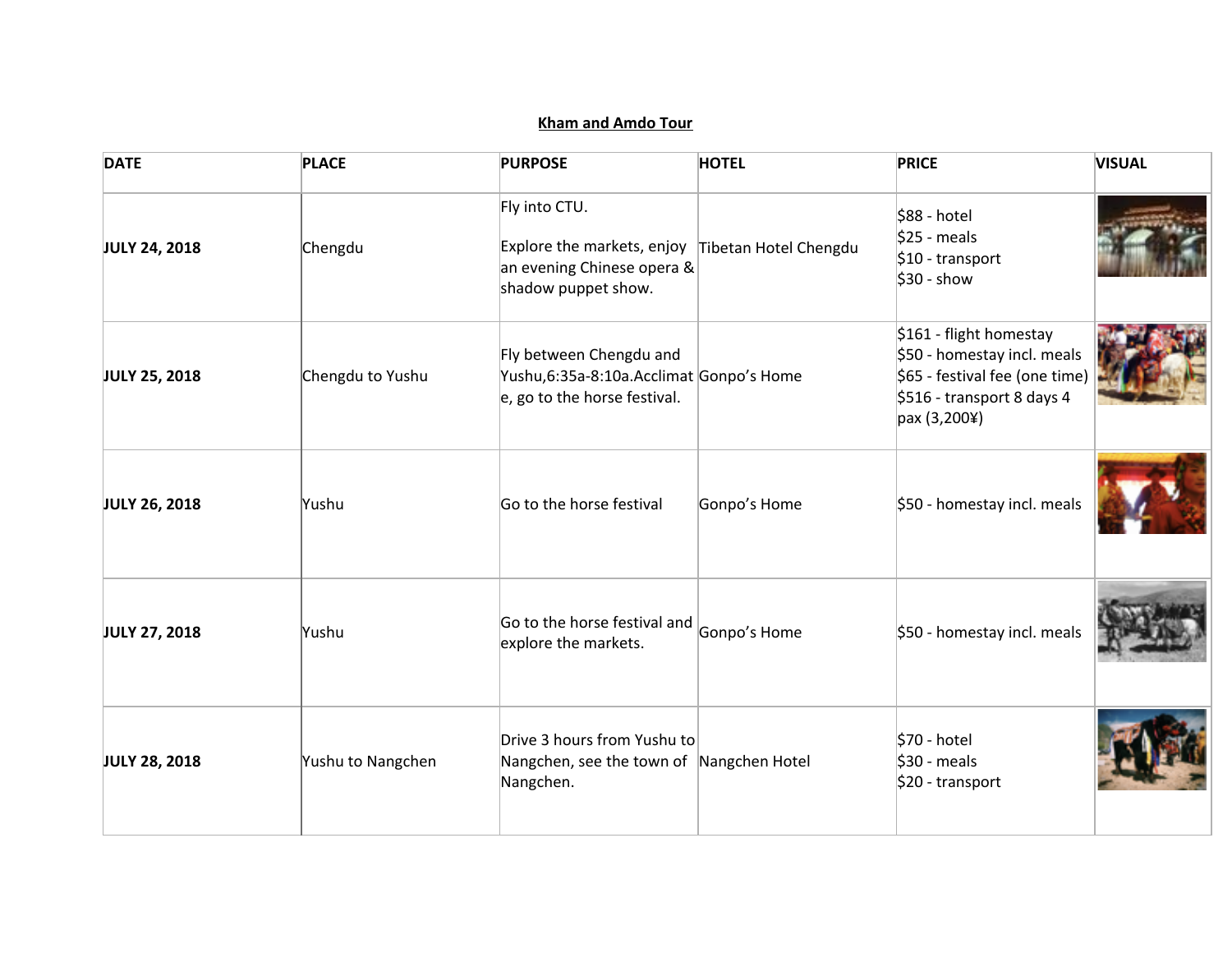**Kham and Amdo Tour**

| DATE | PLACE | PURPOSE | HOTEL | PRICE | VISUAL |
|---|---|---|---|---|---|
| JULY 24, 2018 | Chengdu | Fly into CTU.<br><br>Explore the markets, enjoy an evening Chinese opera & shadow puppet show. | Tibetan Hotel Chengdu | $88 - hotel<br>$25 - meals<br>$10 - transport<br>$30 - show | |
| JULY 25, 2018 | Chengdu to Yushu | Fly between Chengdu and Yushu,6:35a-8:10a.Acclimate, go to the horse festival. | Gonpo's Home | $161 - flight homestay<br>$50 - homestay incl. meals<br>$65 - festival fee (one time)<br>$516 - transport 8 days 4 pax (3,200¥) | |
| JULY 26, 2018 | Yushu | Go to the horse festival | Gonpo's Home | $50 - homestay incl. meals | |
| JULY 27, 2018 | Yushu | Go to the horse festival and explore the markets. | Gonpo's Home | $50 - homestay incl. meals | |
| JULY 28, 2018 | Yushu to Nangchen | Drive 3 hours from Yushu to Nangchen, see the town of Nangchen. | Nangchen Hotel | $70 - hotel<br>$30 - meals<br>$20 - transport | |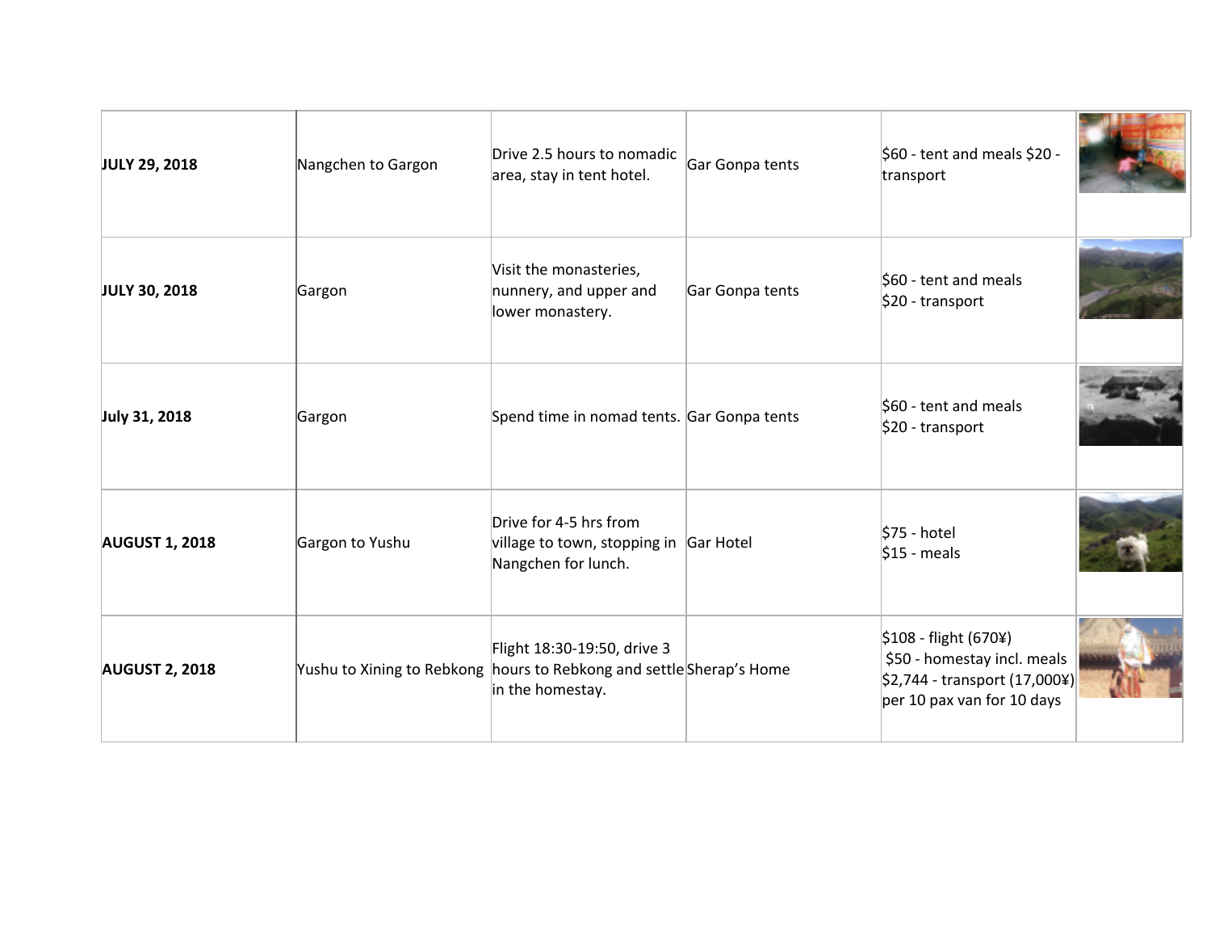| | | | | | |
|---|---|---|---|---|---|
| **JULY 29, 2018** | Nangchen to Gargon | Drive 2.5 hours to nomadic area, stay in tent hotel. | Gar Gonpa tents | $60 - tent and meals $20 - transport | |
| **JULY 30, 2018** | Gargon | Visit the monasteries, nunnery, and upper and lower monastery. | Gar Gonpa tents | $60 - tent and meals<br>$20 - transport | |
| **July 31, 2018** | Gargon | Spend time in nomad tents. | Gar Gonpa tents | $60 - tent and meals<br>$20 - transport | |
| **AUGUST 1, 2018** | Gargon to Yushu | Drive for 4-5 hrs from village to town, stopping in Nangchen for lunch. | Gar Hotel | $75 - hotel<br>$15 - meals | |
| **AUGUST 2, 2018** | Yushu to Xining to Rebkong | Flight 18:30-19:50, drive 3 hours to Rebkong and settle in the homestay. | Sherap's Home | $108 - flight (670¥)<br>$50 - homestay incl. meals<br>$2,744 - transport (17,000¥) per 10 pax van for 10 days | |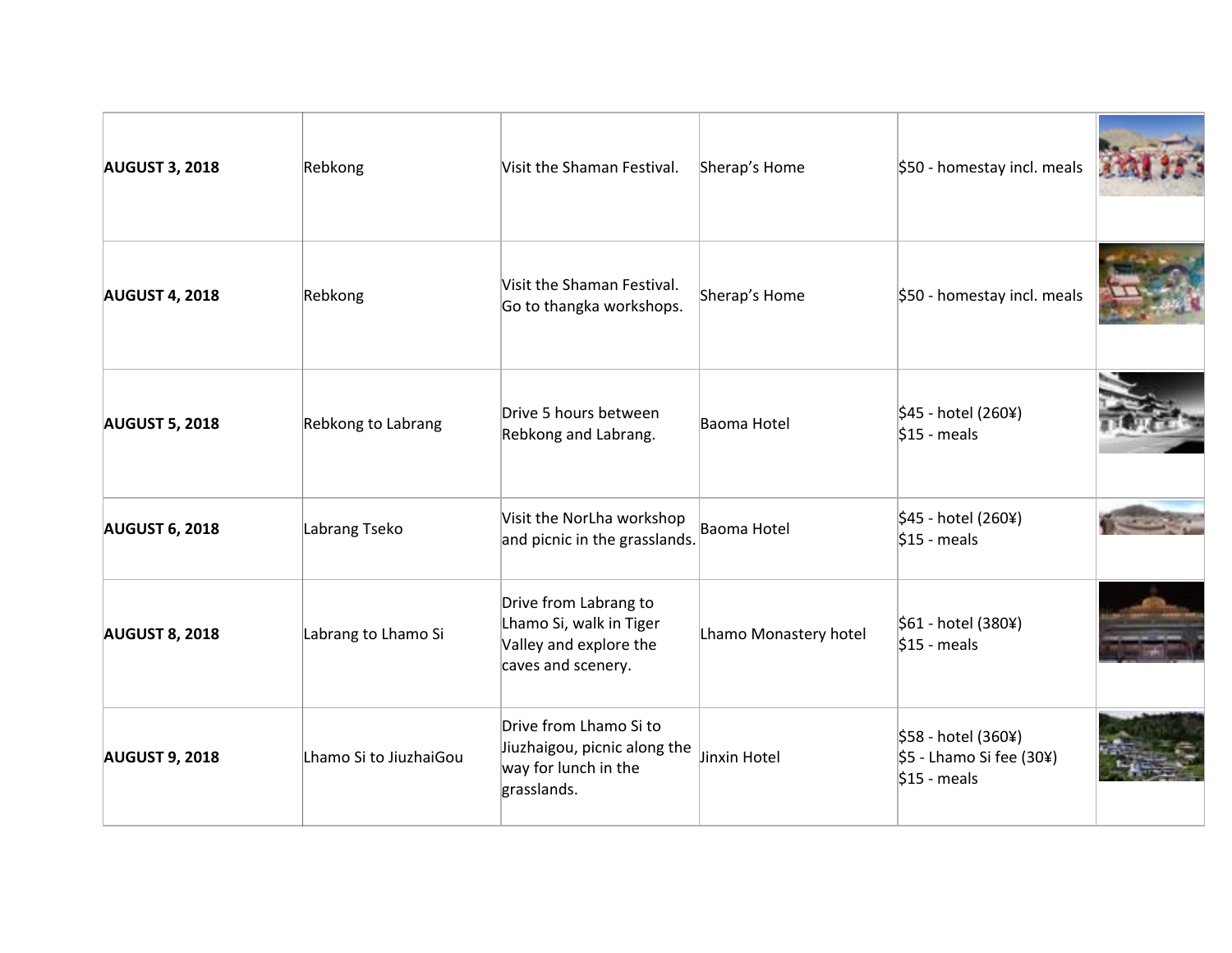| AUGUST 3, 2018 | Rebkong | Visit the Shaman Festival. | Sherap's Home | $50 - homestay incl. meals | |
|---|---|---|---|---|---|
| **AUGUST 4, 2018** | Rebkong | Visit the Shaman Festival. Go to thangka workshops. | Sherap's Home | $50 - homestay incl. meals | |
| **AUGUST 5, 2018** | Rebkong to Labrang | Drive 5 hours between Rebkong and Labrang. | Baoma Hotel | $45 - hotel (260¥)<br>$15 - meals | |
| **AUGUST 6, 2018** | Labrang Tseko | Visit the NorLha workshop and picnic in the grasslands. | Baoma Hotel | $45 - hotel (260¥)<br>$15 - meals | |
| **AUGUST 8, 2018** | Labrang to Lhamo Si | Drive from Labrang to Lhamo Si, walk in Tiger Valley and explore the caves and scenery. | Lhamo Monastery hotel | $61 - hotel (380¥)<br>$15 - meals | |
| **AUGUST 9, 2018** | Lhamo Si to JiuzhaiGou | Drive from Lhamo Si to Jiuzhaigou, picnic along the way for lunch in the grasslands. | Jinxin Hotel | $58 - hotel (360¥)<br>$5 - Lhamo Si fee (30¥)<br>$15 - meals | |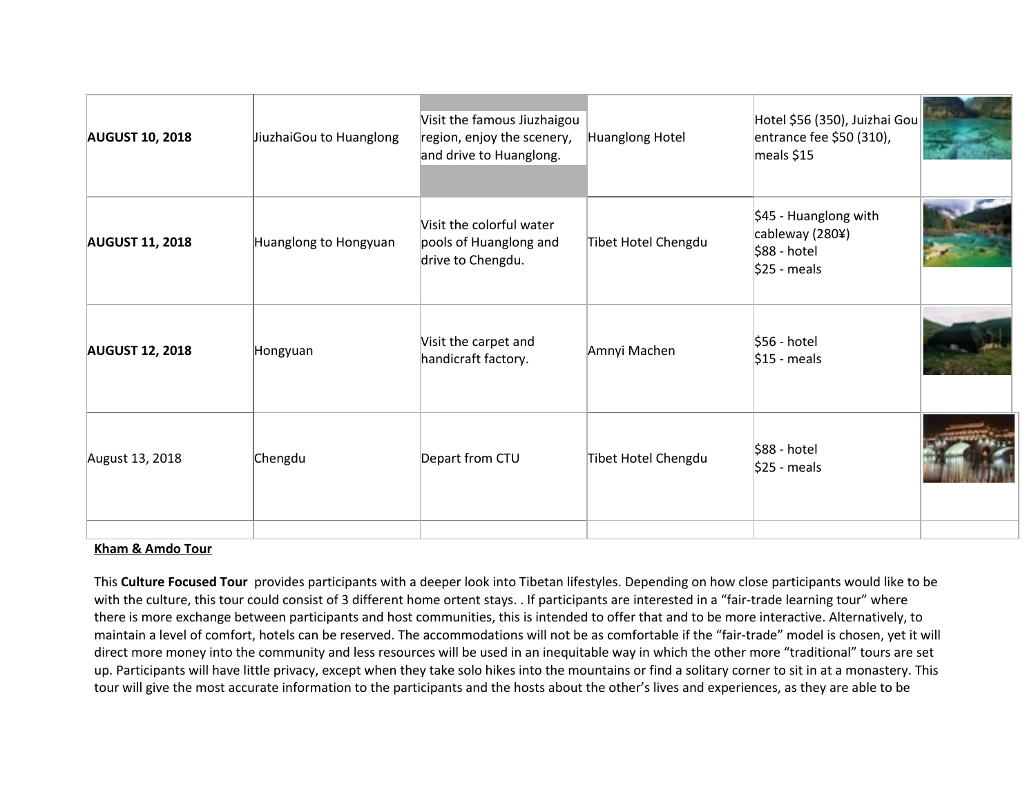| | | | | | |
|---|---|---|---|---|---|
| **AUGUST 10, 2018** | JiuzhaiGou to Huanglong | Visit the famous Jiuzhaigou region, enjoy the scenery, and drive to Huanglong. | Huanglong Hotel | Hotel $56 (350), Juizhai Gou entrance fee $50 (310), meals $15 | |
| **AUGUST 11, 2018** | Huanglong to Hongyuan | Visit the colorful water pools of Huanglong and drive to Chengdu. | Tibet Hotel Chengdu | $45 - Huanglong with cableway (280¥)<br>$88 - hotel<br>$25 - meals | |
| **AUGUST 12, 2018** | Hongyuan | Visit the carpet and handicraft factory. | Amnyi Machen | $56 - hotel<br>$15 - meals | |
| August 13, 2018 | Chengdu | Depart from CTU | Tibet Hotel Chengdu | $88 - hotel<br>$25 - meals | |
| | | | | | |

**Kham & Amdo Tour**

This **Culture Focused Tour** provides participants with a deeper look into Tibetan lifestyles. Depending on how close participants would like to be with the culture, this tour could consist of 3 different home ortent stays. . If participants are interested in a "fair-trade learning tour" where there is more exchange between participants and host communities, this is intended to offer that and to be more interactive. Alternatively, to maintain a level of comfort, hotels can be reserved. The accommodations will not be as comfortable if the "fair-trade" model is chosen, yet it will direct more money into the community and less resources will be used in an inequitable way in which the other more "traditional" tours are set up. Participants will have little privacy, except when they take solo hikes into the mountains or find a solitary corner to sit in at a monastery. This tour will give the most accurate information to the participants and the hosts about the other's lives and experiences, as they are able to be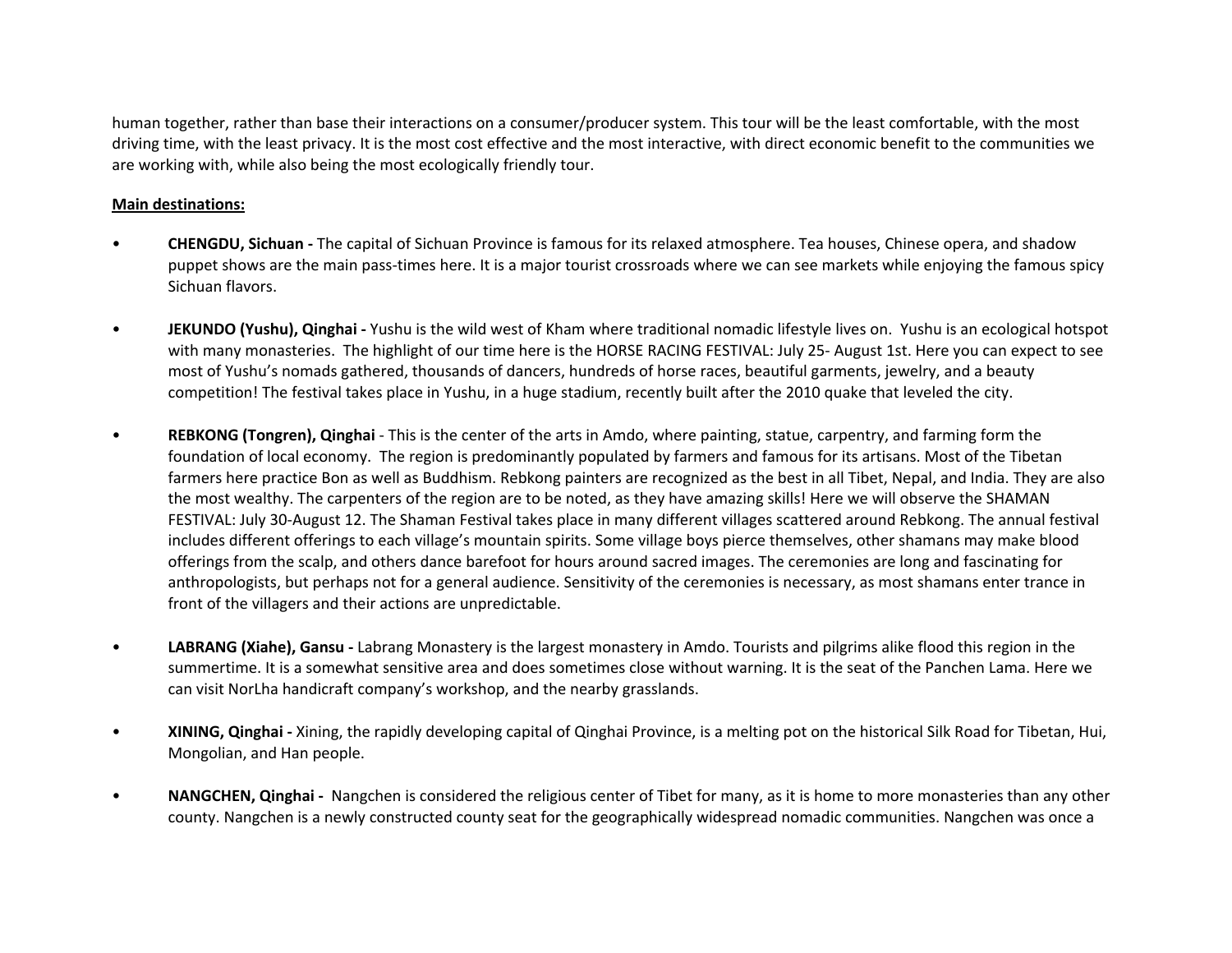human together, rather than base their interactions on a consumer/producer system. This tour will be the least comfortable, with the most driving time, with the least privacy. It is the most cost effective and the most interactive, with direct economic benefit to the communities we are working with, while also being the most ecologically friendly tour.

**Main destinations:**

- **CHENGDU, Sichuan -** The capital of Sichuan Province is famous for its relaxed atmosphere. Tea houses, Chinese opera, and shadow puppet shows are the main pass-times here. It is a major tourist crossroads where we can see markets while enjoying the famous spicy Sichuan flavors.

- **JEKUNDO (Yushu), Qinghai -** Yushu is the wild west of Kham where traditional nomadic lifestyle lives on. Yushu is an ecological hotspot with many monasteries. The highlight of our time here is the HORSE RACING FESTIVAL: July 25- August 1st. Here you can expect to see most of Yushu's nomads gathered, thousands of dancers, hundreds of horse races, beautiful garments, jewelry, and a beauty competition! The festival takes place in Yushu, in a huge stadium, recently built after the 2010 quake that leveled the city.

- **REBKONG (Tongren), Qinghai** - This is the center of the arts in Amdo, where painting, statue, carpentry, and farming form the foundation of local economy. The region is predominantly populated by farmers and famous for its artisans. Most of the Tibetan farmers here practice Bon as well as Buddhism. Rebkong painters are recognized as the best in all Tibet, Nepal, and India. They are also the most wealthy. The carpenters of the region are to be noted, as they have amazing skills! Here we will observe the SHAMAN FESTIVAL: July 30-August 12. The Shaman Festival takes place in many different villages scattered around Rebkong. The annual festival includes different offerings to each village's mountain spirits. Some village boys pierce themselves, other shamans may make blood offerings from the scalp, and others dance barefoot for hours around sacred images. The ceremonies are long and fascinating for anthropologists, but perhaps not for a general audience. Sensitivity of the ceremonies is necessary, as most shamans enter trance in front of the villagers and their actions are unpredictable.

- **LABRANG (Xiahe), Gansu -** Labrang Monastery is the largest monastery in Amdo. Tourists and pilgrims alike flood this region in the summertime. It is a somewhat sensitive area and does sometimes close without warning. It is the seat of the Panchen Lama. Here we can visit NorLha handicraft company's workshop, and the nearby grasslands.

- **XINING, Qinghai -** Xining, the rapidly developing capital of Qinghai Province, is a melting pot on the historical Silk Road for Tibetan, Hui, Mongolian, and Han people.

- **NANGCHEN, Qinghai -** Nangchen is considered the religious center of Tibet for many, as it is home to more monasteries than any other county. Nangchen is a newly constructed county seat for the geographically widespread nomadic communities. Nangchen was once a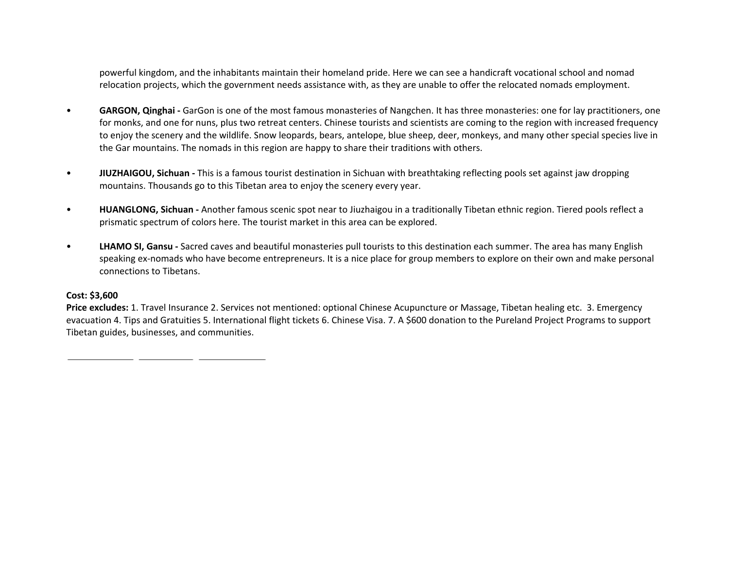powerful kingdom, and the inhabitants maintain their homeland pride. Here we can see a handicraft vocational school and nomad relocation projects, which the government needs assistance with, as they are unable to offer the relocated nomads employment.

- **GARGON, Qinghai -** GarGon is one of the most famous monasteries of Nangchen. It has three monasteries: one for lay practitioners, one for monks, and one for nuns, plus two retreat centers. Chinese tourists and scientists are coming to the region with increased frequency to enjoy the scenery and the wildlife. Snow leopards, bears, antelope, blue sheep, deer, monkeys, and many other special species live in the Gar mountains. The nomads in this region are happy to share their traditions with others.

- **JIUZHAIGOU, Sichuan -** This is a famous tourist destination in Sichuan with breathtaking reflecting pools set against jaw dropping mountains. Thousands go to this Tibetan area to enjoy the scenery every year.

- **HUANGLONG, Sichuan -** Another famous scenic spot near to Jiuzhaigou in a traditionally Tibetan ethnic region. Tiered pools reflect a prismatic spectrum of colors here. The tourist market in this area can be explored.

- **LHAMO SI, Gansu -** Sacred caves and beautiful monasteries pull tourists to this destination each summer. The area has many English speaking ex-nomads who have become entrepreneurs. It is a nice place for group members to explore on their own and make personal connections to Tibetans.

**Cost: $3,600**

**Price excludes:** 1. Travel Insurance 2. Services not mentioned: optional Chinese Acupuncture or Massage, Tibetan healing etc. 3. Emergency evacuation 4. Tips and Gratuities 5. International flight tickets 6. Chinese Visa. 7. A $600 donation to the Pureland Project Programs to support Tibetan guides, businesses, and communities.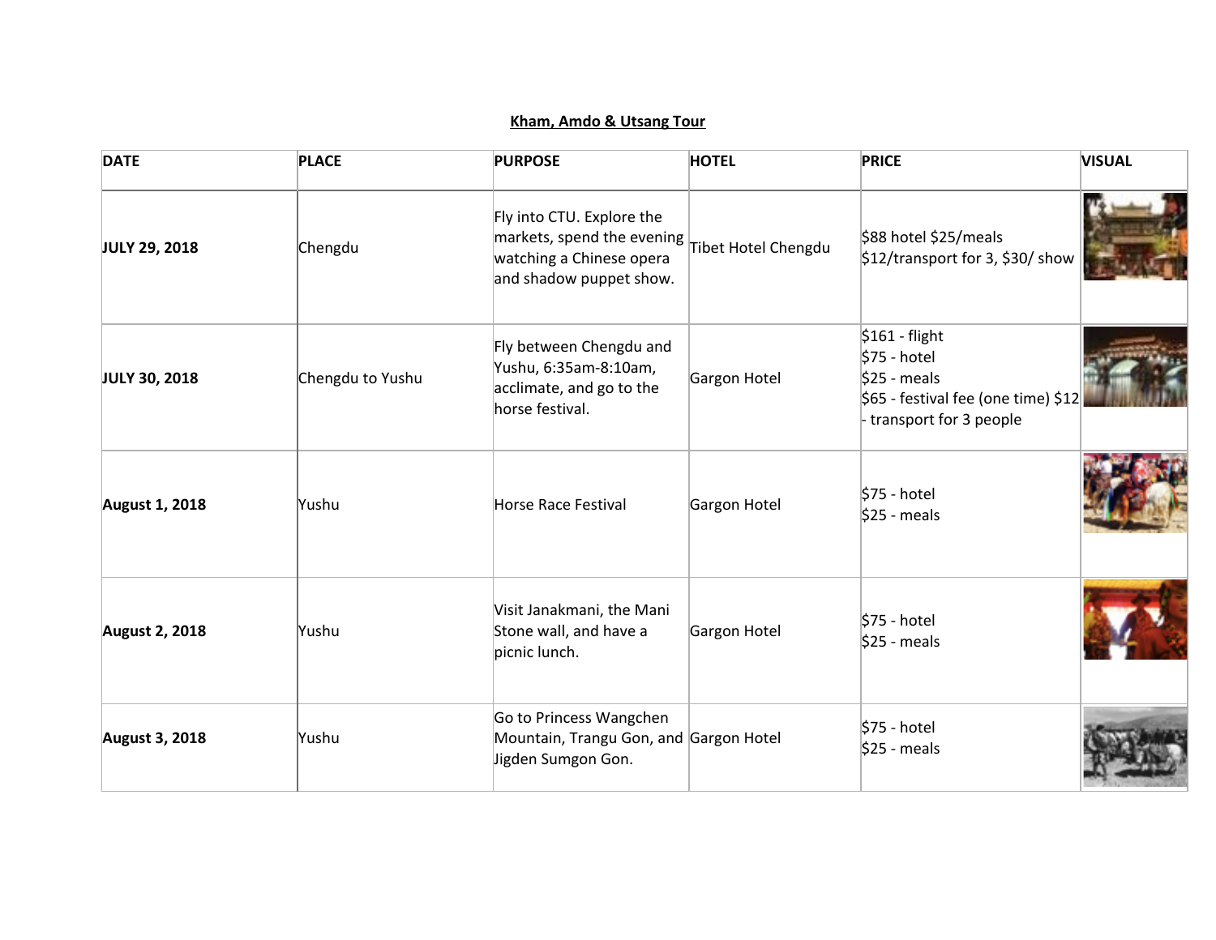**Kham, Amdo & Utsang Tour**

| DATE | PLACE | PURPOSE | HOTEL | PRICE | VISUAL |
|---|---|---|---|---|---|
| **JULY 29, 2018** | Chengdu | Fly into CTU. Explore the markets, spend the evening watching a Chinese opera and shadow puppet show. | Tibet Hotel Chengdu | $88 hotel $25/meals $12/transport for 3, $30/ show | |
| **JULY 30, 2018** | Chengdu to Yushu | Fly between Chengdu and Yushu, 6:35am-8:10am, acclimate, and go to the horse festival. | Gargon Hotel | $161 - flight<br>$75 - hotel<br>$25 - meals<br>$65 - festival fee (one time) $12 - transport for 3 people | |
| **August 1, 2018** | Yushu | Horse Race Festival | Gargon Hotel | $75 - hotel<br>$25 - meals | |
| **August 2, 2018** | Yushu | Visit Janakmani, the Mani Stone wall, and have a picnic lunch. | Gargon Hotel | $75 - hotel<br>$25 - meals | |
| **August 3, 2018** | Yushu | Go to Princess Wangchen Mountain, Trangu Gon, and Jigden Sumgon Gon. | Gargon Hotel | $75 - hotel<br>$25 - meals | |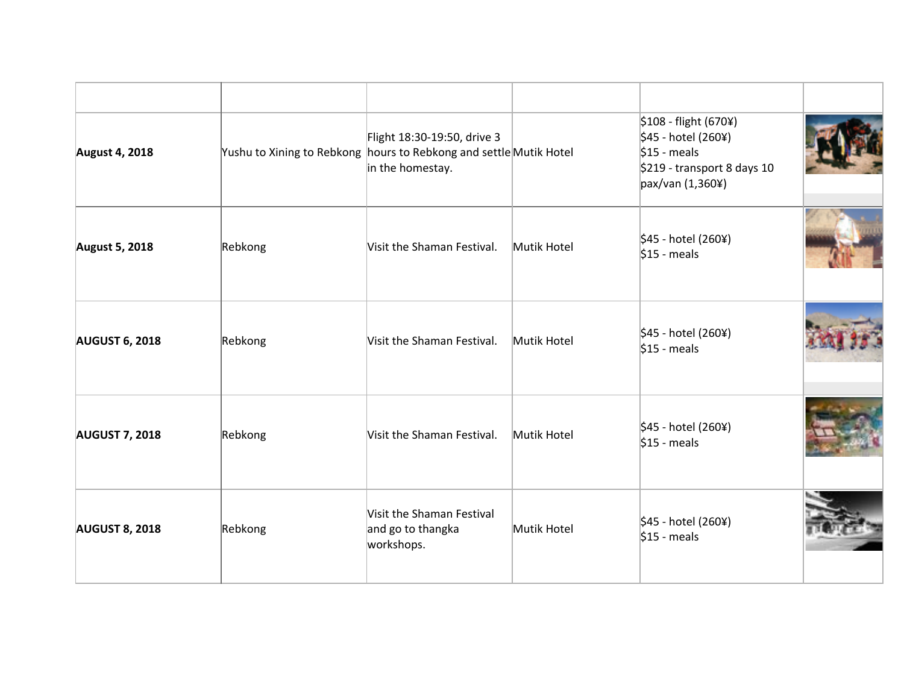| | | | | | |
|---|---|---|---|---|---|
| **August 4, 2018** | Yushu to Xining to Rebkong | Flight 18:30-19:50, drive 3 hours to Rebkong and settle in the homestay. | Mutik Hotel | \$108 - flight (670¥)<br>\$45 - hotel (260¥)<br>\$15 - meals<br>\$219 - transport 8 days 10 pax/van (1,360¥) | |
| **August 5, 2018** | Rebkong | Visit the Shaman Festival. | Mutik Hotel | \$45 - hotel (260¥)<br>\$15 - meals | |
| **AUGUST 6, 2018** | Rebkong | Visit the Shaman Festival. | Mutik Hotel | \$45 - hotel (260¥)<br>\$15 - meals | |
| **AUGUST 7, 2018** | Rebkong | Visit the Shaman Festival. | Mutik Hotel | \$45 - hotel (260¥)<br>\$15 - meals | |
| **AUGUST 8, 2018** | Rebkong | Visit the Shaman Festival and go to thangka workshops. | Mutik Hotel | \$45 - hotel (260¥)<br>\$15 - meals | |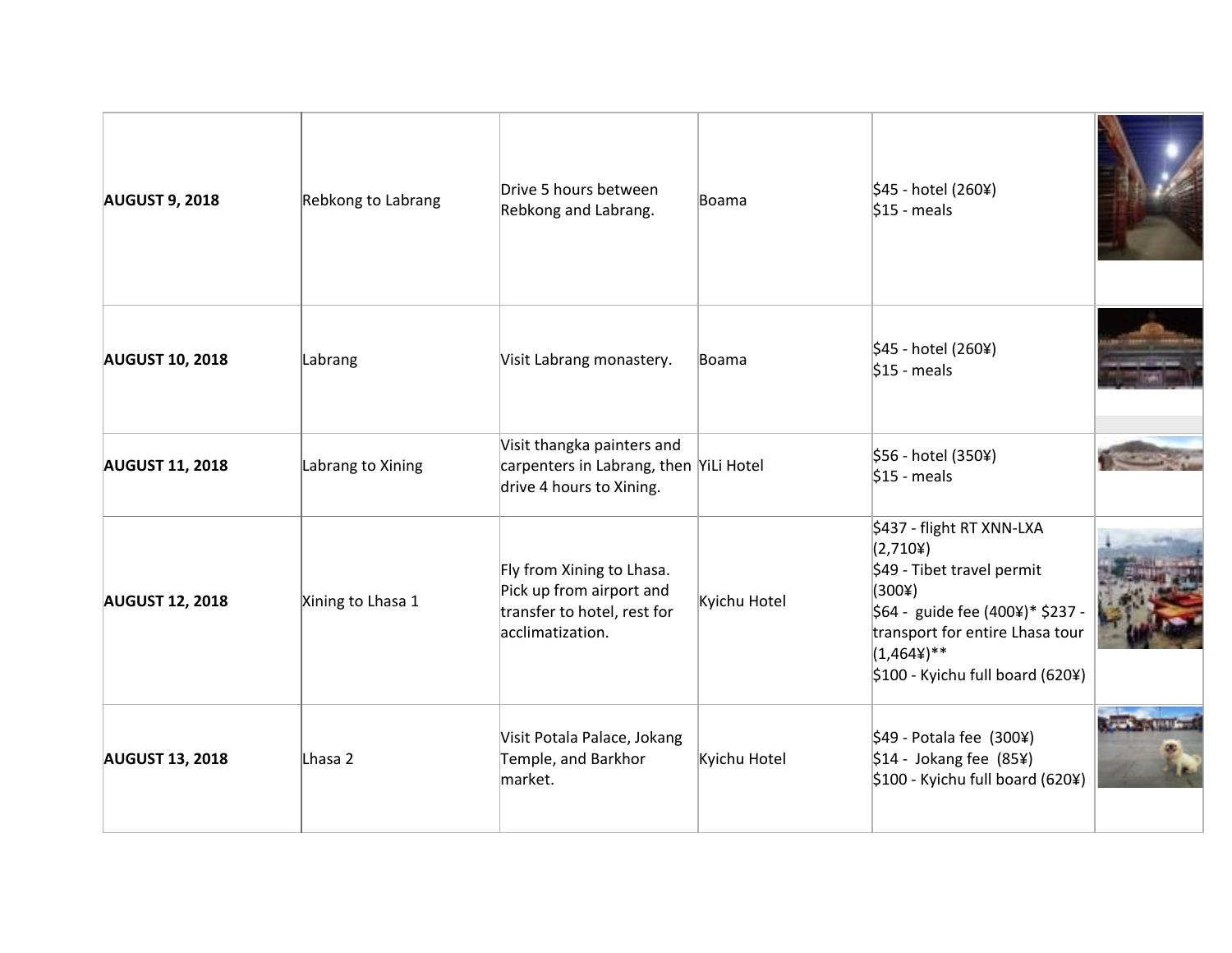| | | | | | |
|---|---|---|---|---|---|
| **AUGUST 9, 2018** | Rebkong to Labrang | Drive 5 hours between Rebkong and Labrang. | Boama | $45 - hotel (260¥)<br>$15 - meals | |
| **AUGUST 10, 2018** | Labrang | Visit Labrang monastery. | Boama | $45 - hotel (260¥)<br>$15 - meals | |
| **AUGUST 11, 2018** | Labrang to Xining | Visit thangka painters and carpenters in Labrang, then drive 4 hours to Xining. | YiLi Hotel | $56 - hotel (350¥)<br>$15 - meals | |
| **AUGUST 12, 2018** | Xining to Lhasa 1 | Fly from Xining to Lhasa. Pick up from airport and transfer to hotel, rest for acclimatization. | Kyichu Hotel | $437 - flight RT XNN-LXA (2,710¥)<br>$49 - Tibet travel permit (300¥)<br>$64 - guide fee (400¥)* $237 - transport for entire Lhasa tour (1,464¥)**<br>$100 - Kyichu full board (620¥) | |
| **AUGUST 13, 2018** | Lhasa 2 | Visit Potala Palace, Jokang Temple, and Barkhor market. | Kyichu Hotel | $49 - Potala fee (300¥)<br>$14 - Jokang fee (85¥)<br>$100 - Kyichu full board (620¥) | |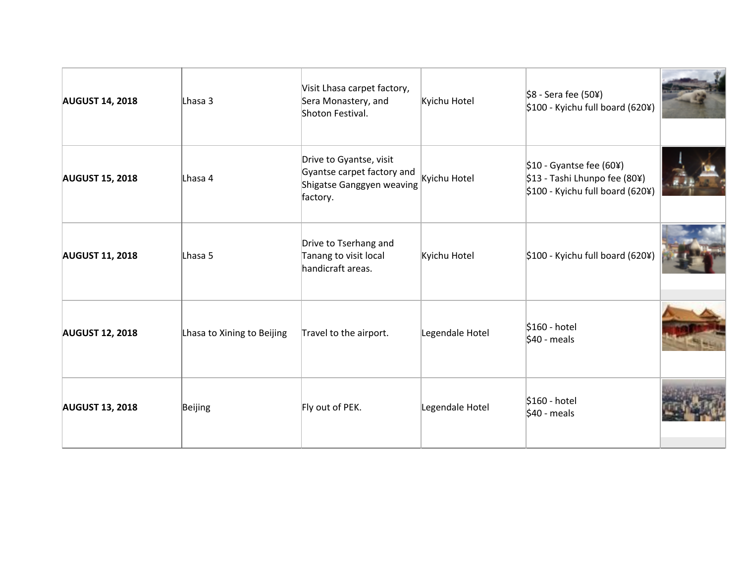| | | | | | |
|---|---|---|---|---|---|
| **AUGUST 14, 2018** | Lhasa 3 | Visit Lhasa carpet factory, Sera Monastery, and Shoton Festival. | Kyichu Hotel | $8 - Sera fee (50¥)<br>$100 - Kyichu full board (620¥) | |
| **AUGUST 15, 2018** | Lhasa 4 | Drive to Gyantse, visit Gyantse carpet factory and Shigatse Ganggyen weaving factory. | Kyichu Hotel | $10 - Gyantse fee (60¥)<br>$13 - Tashi Lhunpo fee (80¥)<br>$100 - Kyichu full board (620¥) | |
| **AUGUST 11, 2018** | Lhasa 5 | Drive to Tserhang and Tanang to visit local handicraft areas. | Kyichu Hotel | $100 - Kyichu full board (620¥) | |
| **AUGUST 12, 2018** | Lhasa to Xining to Beijing | Travel to the airport. | Legendale Hotel | $160 - hotel<br>$40 - meals | |
| **AUGUST 13, 2018** | Beijing | Fly out of PEK. | Legendale Hotel | $160 - hotel<br>$40 - meals | |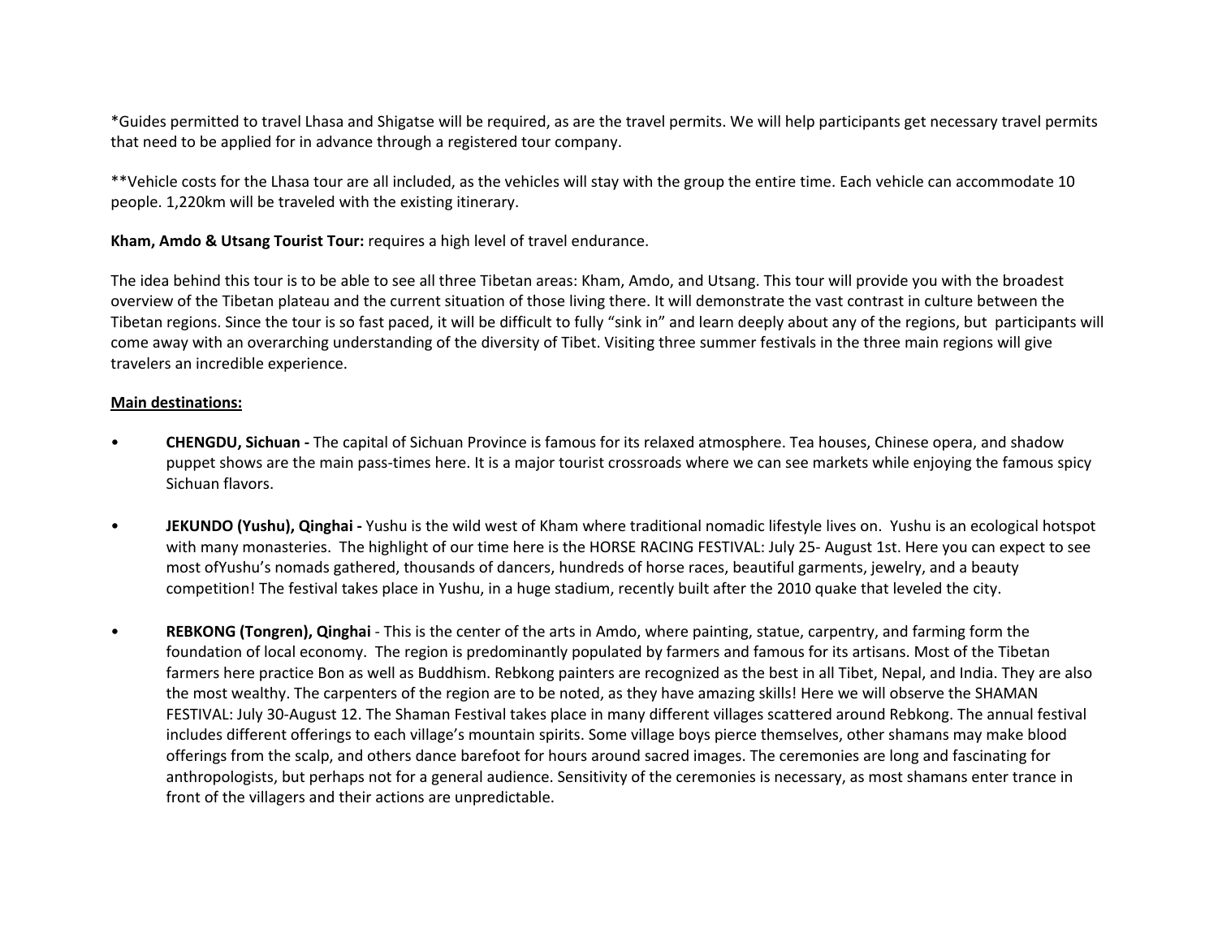*Guides permitted to travel Lhasa and Shigatse will be required, as are the travel permits. We will help participants get necessary travel permits that need to be applied for in advance through a registered tour company.

**Vehicle costs for the Lhasa tour are all included, as the vehicles will stay with the group the entire time. Each vehicle can accommodate 10 people. 1,220km will be traveled with the existing itinerary.

**Kham, Amdo & Utsang Tourist Tour:** requires a high level of travel endurance.

The idea behind this tour is to be able to see all three Tibetan areas: Kham, Amdo, and Utsang. This tour will provide you with the broadest overview of the Tibetan plateau and the current situation of those living there. It will demonstrate the vast contrast in culture between the Tibetan regions. Since the tour is so fast paced, it will be difficult to fully "sink in" and learn deeply about any of the regions, but participants will come away with an overarching understanding of the diversity of Tibet. Visiting three summer festivals in the three main regions will give travelers an incredible experience.

**Main destinations:**

- **CHENGDU, Sichuan -** The capital of Sichuan Province is famous for its relaxed atmosphere. Tea houses, Chinese opera, and shadow puppet shows are the main pass-times here. It is a major tourist crossroads where we can see markets while enjoying the famous spicy Sichuan flavors.

- **JEKUNDO (Yushu), Qinghai -** Yushu is the wild west of Kham where traditional nomadic lifestyle lives on. Yushu is an ecological hotspot with many monasteries. The highlight of our time here is the HORSE RACING FESTIVAL: July 25- August 1st. Here you can expect to see most ofYushu's nomads gathered, thousands of dancers, hundreds of horse races, beautiful garments, jewelry, and a beauty competition! The festival takes place in Yushu, in a huge stadium, recently built after the 2010 quake that leveled the city.

- **REBKONG (Tongren), Qinghai** - This is the center of the arts in Amdo, where painting, statue, carpentry, and farming form the foundation of local economy. The region is predominantly populated by farmers and famous for its artisans. Most of the Tibetan farmers here practice Bon as well as Buddhism. Rebkong painters are recognized as the best in all Tibet, Nepal, and India. They are also the most wealthy. The carpenters of the region are to be noted, as they have amazing skills! Here we will observe the SHAMAN FESTIVAL: July 30-August 12. The Shaman Festival takes place in many different villages scattered around Rebkong. The annual festival includes different offerings to each village's mountain spirits. Some village boys pierce themselves, other shamans may make blood offerings from the scalp, and others dance barefoot for hours around sacred images. The ceremonies are long and fascinating for anthropologists, but perhaps not for a general audience. Sensitivity of the ceremonies is necessary, as most shamans enter trance in front of the villagers and their actions are unpredictable.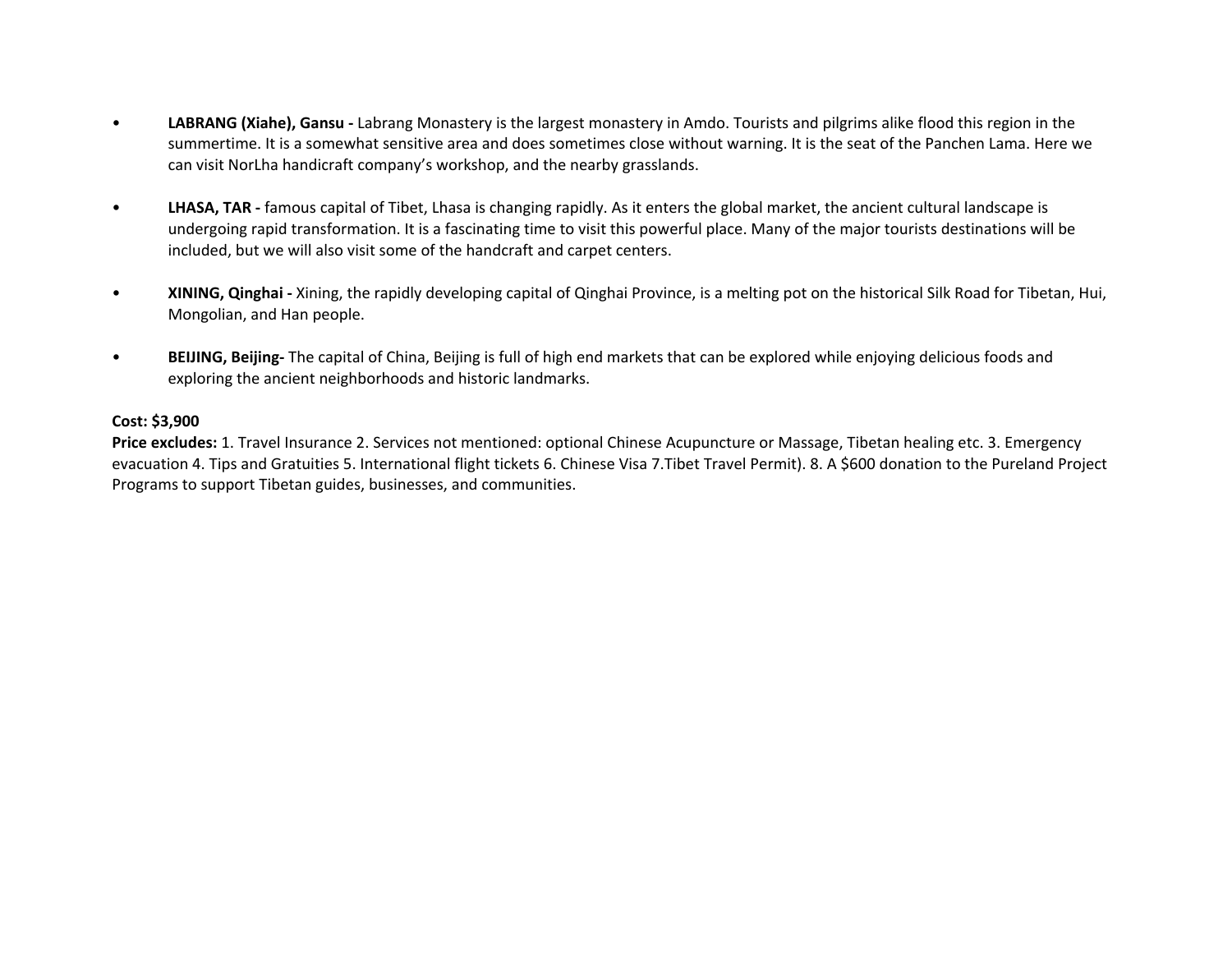- **LABRANG (Xiahe), Gansu -** Labrang Monastery is the largest monastery in Amdo. Tourists and pilgrims alike flood this region in the summertime. It is a somewhat sensitive area and does sometimes close without warning. It is the seat of the Panchen Lama. Here we can visit NorLha handicraft company's workshop, and the nearby grasslands.

- **LHASA, TAR -** famous capital of Tibet, Lhasa is changing rapidly. As it enters the global market, the ancient cultural landscape is undergoing rapid transformation. It is a fascinating time to visit this powerful place. Many of the major tourists destinations will be included, but we will also visit some of the handcraft and carpet centers.

- **XINING, Qinghai -** Xining, the rapidly developing capital of Qinghai Province, is a melting pot on the historical Silk Road for Tibetan, Hui, Mongolian, and Han people.

- **BEIJING, Beijing-** The capital of China, Beijing is full of high end markets that can be explored while enjoying delicious foods and exploring the ancient neighborhoods and historic landmarks.

**Cost: $3,900**
**Price excludes:** 1. Travel Insurance 2. Services not mentioned: optional Chinese Acupuncture or Massage, Tibetan healing etc. 3. Emergency evacuation 4. Tips and Gratuities 5. International flight tickets 6. Chinese Visa 7.Tibet Travel Permit). 8. A $600 donation to the Pureland Project Programs to support Tibetan guides, businesses, and communities.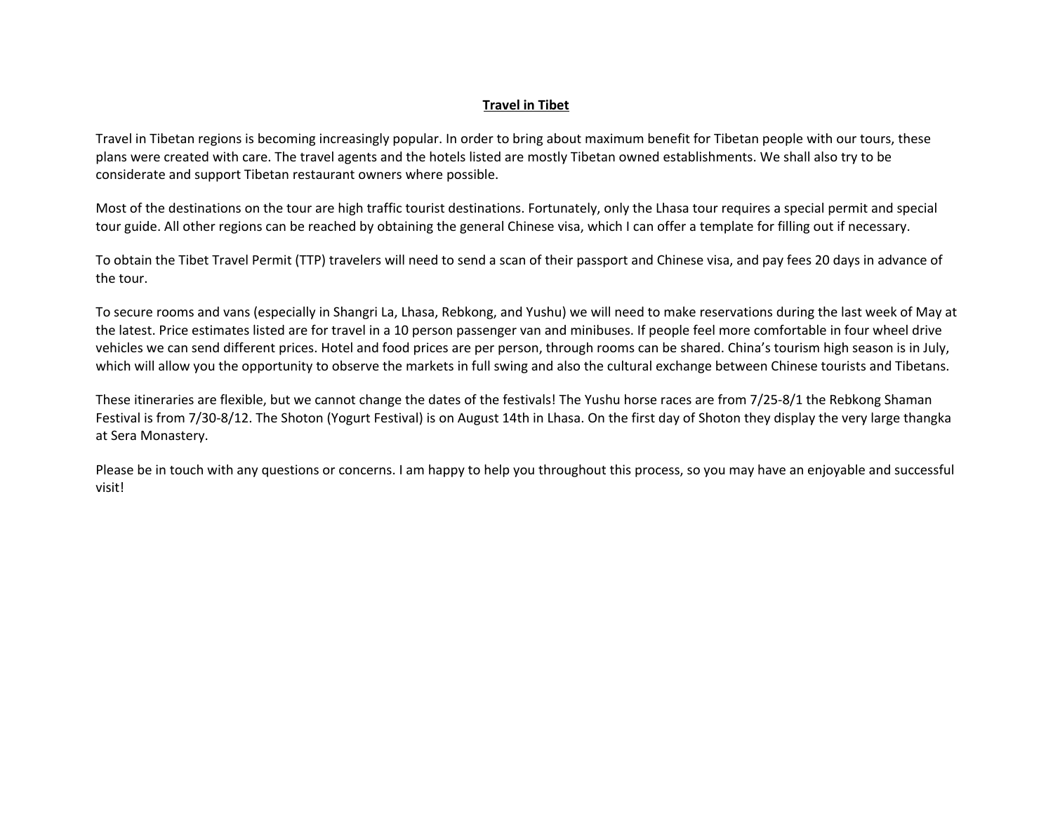# **Travel in Tibet**

Travel in Tibetan regions is becoming increasingly popular. In order to bring about maximum benefit for Tibetan people with our tours, these plans were created with care. The travel agents and the hotels listed are mostly Tibetan owned establishments. We shall also try to be considerate and support Tibetan restaurant owners where possible.

Most of the destinations on the tour are high traffic tourist destinations. Fortunately, only the Lhasa tour requires a special permit and special tour guide. All other regions can be reached by obtaining the general Chinese visa, which I can offer a template for filling out if necessary.

To obtain the Tibet Travel Permit (TTP) travelers will need to send a scan of their passport and Chinese visa, and pay fees 20 days in advance of the tour.

To secure rooms and vans (especially in Shangri La, Lhasa, Rebkong, and Yushu) we will need to make reservations during the last week of May at the latest. Price estimates listed are for travel in a 10 person passenger van and minibuses. If people feel more comfortable in four wheel drive vehicles we can send different prices. Hotel and food prices are per person, through rooms can be shared. China's tourism high season is in July, which will allow you the opportunity to observe the markets in full swing and also the cultural exchange between Chinese tourists and Tibetans.

These itineraries are flexible, but we cannot change the dates of the festivals! The Yushu horse races are from 7/25-8/1 the Rebkong Shaman Festival is from 7/30-8/12. The Shoton (Yogurt Festival) is on August 14th in Lhasa. On the first day of Shoton they display the very large thangka at Sera Monastery.

Please be in touch with any questions or concerns. I am happy to help you throughout this process, so you may have an enjoyable and successful visit!